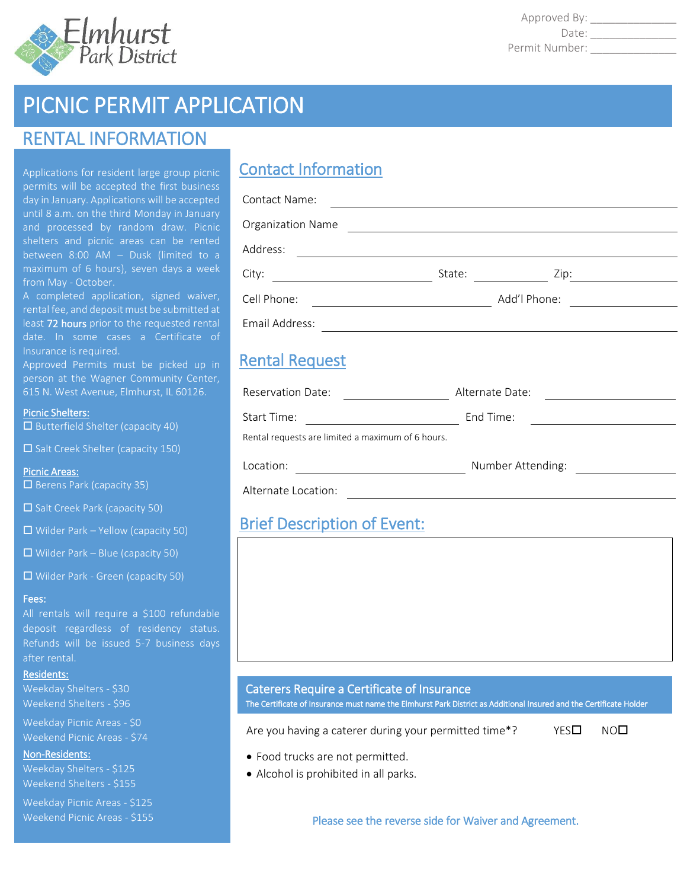Elmhurst Park District

Approved By: ______________
Date: ______________
Permit Number: ______________

# PICNIC PERMIT APPLICATION

## RENTAL INFORMATION

Applications for resident large group picnic permits will be accepted the first business day in January. Applications will be accepted until 8 a.m. on the third Monday in January and processed by random draw. Picnic shelters and picnic areas can be rented between 8:00 AM – Dusk (limited to a maximum of 6 hours), seven days a week from May - October.

A completed application, signed waiver, rental fee, and deposit must be submitted at least **72 hours** prior to the requested rental date. In some cases a Certificate of Insurance is required.

Approved Permits must be picked up in person at the Wagner Community Center, 615 N. West Avenue, Elmhurst, IL 60126.

**Picnic Shelters:**

- ☐ Butterfield Shelter (capacity 40)
- ☐ Salt Creek Shelter (capacity 150)

**Picnic Areas:**

- ☐ Berens Park (capacity 35)
- ☐ Salt Creek Park (capacity 50)
- ☐ Wilder Park – Yellow (capacity 50)
- ☐ Wilder Park – Blue (capacity 50)
- ☐ Wilder Park - Green (capacity 50)

**Fees:**

All rentals will require a $100 refundable deposit regardless of residency status. Refunds will be issued 5-7 business days after rental.

**Residents:**

Weekday Shelters - $30
Weekend Shelters - $96

Weekday Picnic Areas - $0
Weekend Picnic Areas - $74

**Non-Residents:**

Weekday Shelters - $125
Weekend Shelters - $155

Weekday Picnic Areas - $125
Weekend Picnic Areas - $155

## Contact Information

Contact Name: ______________________________

Organization Name ______________________________

Address: ______________________________

City: ______________ State: __________ Zip: __________

Cell Phone: ______________ Add'l Phone: ______________

Email Address: ______________________________

## Rental Request

Reservation Date: ______________ Alternate Date: ______________

Start Time: ______________ End Time: ______________

Rental requests are limited a maximum of 6 hours.

Location: ______________ Number Attending: ______________

Alternate Location: ______________________________

## Brief Description of Event:

&nbsp;

### Caterers Require a Certificate of Insurance

The Certificate of Insurance must name the Elmhurst Park District as Additional Insured and the Certificate Holder

Are you having a caterer during your permitted time*? YES☐ NO☐

- Food trucks are not permitted.
- Alcohol is prohibited in all parks.

Please see the reverse side for Waiver and Agreement.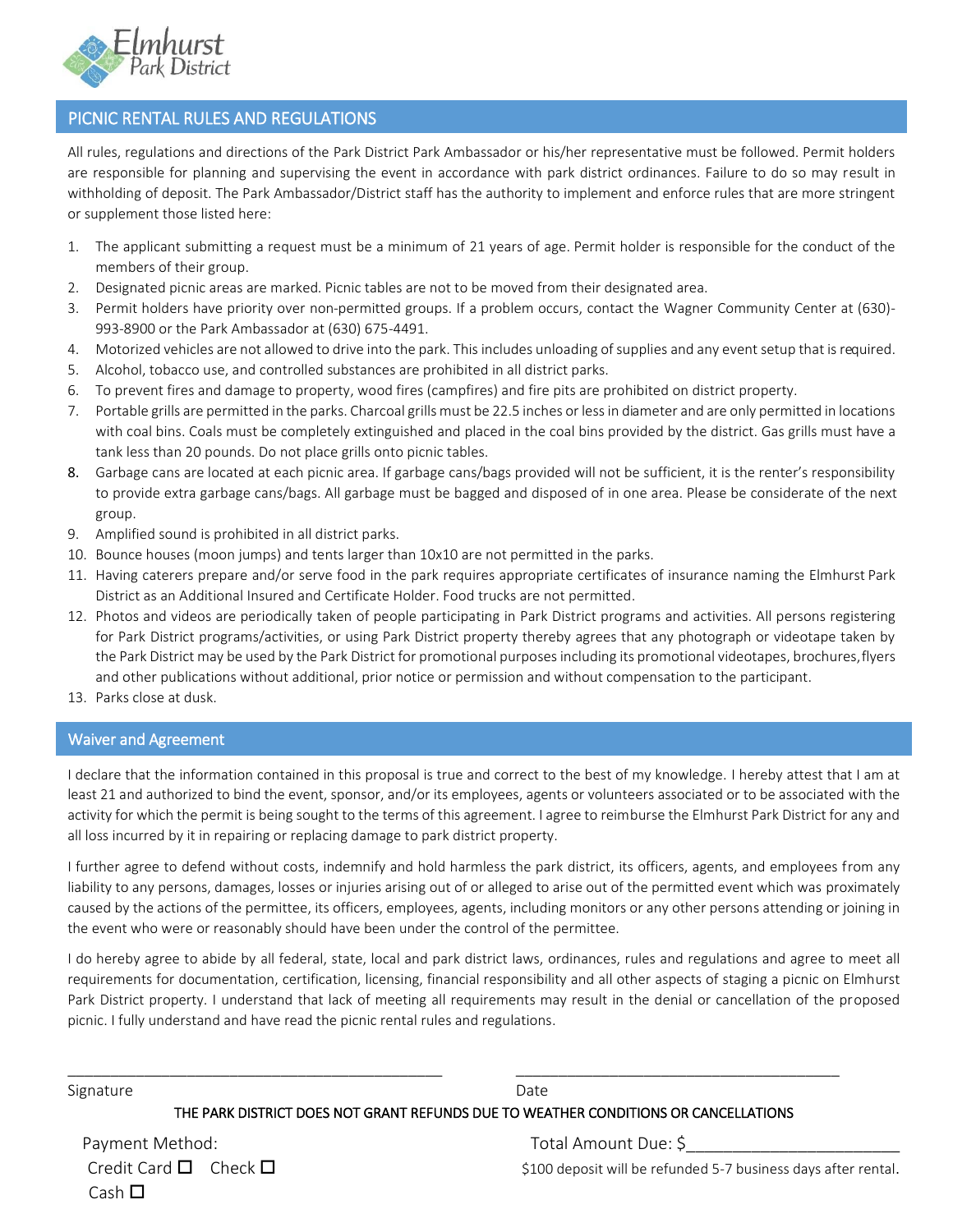Elmhurst Park District

## PICNIC RENTAL RULES AND REGULATIONS

All rules, regulations and directions of the Park District Park Ambassador or his/her representative must be followed. Permit holders are responsible for planning and supervising the event in accordance with park district ordinances. Failure to do so may result in withholding of deposit. The Park Ambassador/District staff has the authority to implement and enforce rules that are more stringent or supplement those listed here:

1. The applicant submitting a request must be a minimum of 21 years of age. Permit holder is responsible for the conduct of the members of their group.
2. Designated picnic areas are marked. Picnic tables are not to be moved from their designated area.
3. Permit holders have priority over non-permitted groups. If a problem occurs, contact the Wagner Community Center at (630)-993-8900 or the Park Ambassador at (630) 675-4491.
4. Motorized vehicles are not allowed to drive into the park. This includes unloading of supplies and any event setup that is required.
5. Alcohol, tobacco use, and controlled substances are prohibited in all district parks.
6. To prevent fires and damage to property, wood fires (campfires) and fire pits are prohibited on district property.
7. Portable grills are permitted in the parks. Charcoal grills must be 22.5 inches or less in diameter and are only permitted in locations with coal bins. Coals must be completely extinguished and placed in the coal bins provided by the district. Gas grills must have a tank less than 20 pounds. Do not place grills onto picnic tables.
8. Garbage cans are located at each picnic area. If garbage cans/bags provided will not be sufficient, it is the renter's responsibility to provide extra garbage cans/bags. All garbage must be bagged and disposed of in one area. Please be considerate of the next group.
9. Amplified sound is prohibited in all district parks.
10. Bounce houses (moon jumps) and tents larger than 10x10 are not permitted in the parks.
11. Having caterers prepare and/or serve food in the park requires appropriate certificates of insurance naming the Elmhurst Park District as an Additional Insured and Certificate Holder. Food trucks are not permitted.
12. Photos and videos are periodically taken of people participating in Park District programs and activities. All persons registering for Park District programs/activities, or using Park District property thereby agrees that any photograph or videotape taken by the Park District may be used by the Park District for promotional purposes including its promotional videotapes, brochures, flyers and other publications without additional, prior notice or permission and without compensation to the participant.
13. Parks close at dusk.

## Waiver and Agreement

I declare that the information contained in this proposal is true and correct to the best of my knowledge. I hereby attest that I am at least 21 and authorized to bind the event, sponsor, and/or its employees, agents or volunteers associated or to be associated with the activity for which the permit is being sought to the terms of this agreement. I agree to reimburse the Elmhurst Park District for any and all loss incurred by it in repairing or replacing damage to park district property.

I further agree to defend without costs, indemnify and hold harmless the park district, its officers, agents, and employees from any liability to any persons, damages, losses or injuries arising out of or alleged to arise out of the permitted event which was proximately caused by the actions of the permittee, its officers, employees, agents, including monitors or any other persons attending or joining in the event who were or reasonably should have been under the control of the permittee.

I do hereby agree to abide by all federal, state, local and park district laws, ordinances, rules and regulations and agree to meet all requirements for documentation, certification, licensing, financial responsibility and all other aspects of staging a picnic on Elmhurst Park District property. I understand that lack of meeting all requirements may result in the denial or cancellation of the proposed picnic. I fully understand and have read the picnic rental rules and regulations.

_______________________________________________ Signature

_________________________________________ Date

**THE PARK DISTRICT DOES NOT GRANT REFUNDS DUE TO WEATHER CONDITIONS OR CANCELLATIONS**

Payment Method:

Credit Card ☐ Check ☐

Cash ☐

Total Amount Due: $______________________

$100 deposit will be refunded 5-7 business days after rental.